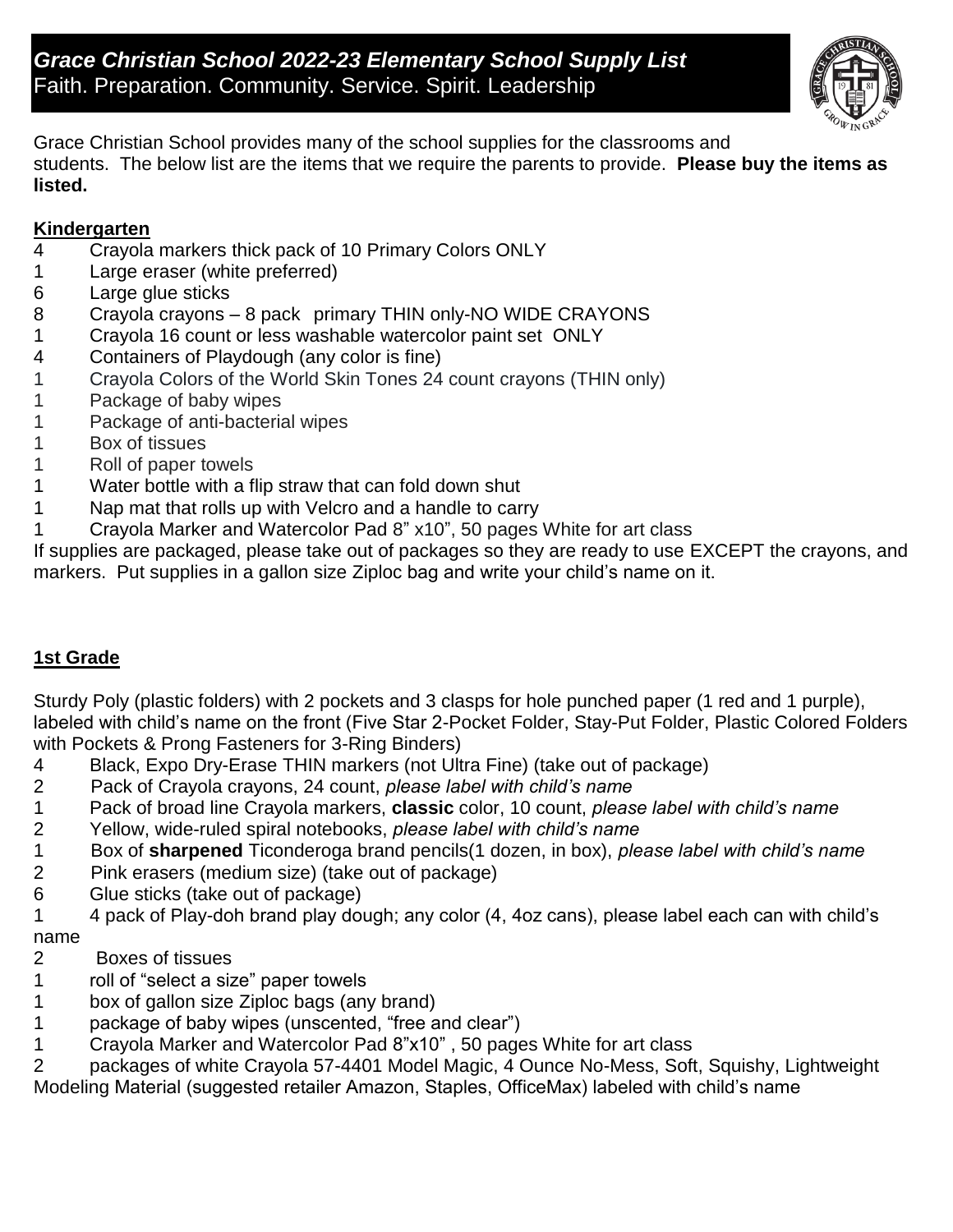# *Grace Christian School 2022-23 Elementary School Supply List*

Faith. Preparation. Community. Service. Spirit. Leadership

Grace Christian School provides many of the school supplies for the classrooms and students. The below list are the items that we require the parents to provide. **Please buy the items as listed.**

## Kindergarten

4 Crayola markers thick pack of 10 Primary Colors ONLY
1 Large eraser (white preferred)
6 Large glue sticks
8 Crayola crayons – 8 pack primary THIN only-NO WIDE CRAYONS
1 Crayola 16 count or less washable watercolor paint set ONLY
4 Containers of Playdough (any color is fine)
1 Crayola Colors of the World Skin Tones 24 count crayons (THIN only)
1 Package of baby wipes
1 Package of anti-bacterial wipes
1 Box of tissues
1 Roll of paper towels
1 Water bottle with a flip straw that can fold down shut
1 Nap mat that rolls up with Velcro and a handle to carry
1 Crayola Marker and Watercolor Pad 8" x10", 50 pages White for art class

If supplies are packaged, please take out of packages so they are ready to use EXCEPT the crayons, and markers. Put supplies in a gallon size Ziploc bag and write your child's name on it.

## 1st Grade

Sturdy Poly (plastic folders) with 2 pockets and 3 clasps for hole punched paper (1 red and 1 purple), labeled with child's name on the front (Five Star 2-Pocket Folder, Stay-Put Folder, Plastic Colored Folders with Pockets & Prong Fasteners for 3-Ring Binders)

4 Black, Expo Dry-Erase THIN markers (not Ultra Fine) (take out of package)
2 Pack of Crayola crayons, 24 count, *please label with child's name*
1 Pack of broad line Crayola markers, **classic** color, 10 count, *please label with child's name*
2 Yellow, wide-ruled spiral notebooks, *please label with child's name*
1 Box of **sharpened** Ticonderoga brand pencils(1 dozen, in box), *please label with child's name*
2 Pink erasers (medium size) (take out of package)
6 Glue sticks (take out of package)
1 4 pack of Play-doh brand play dough; any color (4, 4oz cans), please label each can with child's name
2 Boxes of tissues
1 roll of "select a size" paper towels
1 box of gallon size Ziploc bags (any brand)
1 package of baby wipes (unscented, "free and clear")
1 Crayola Marker and Watercolor Pad 8"x10" , 50 pages White for art class
2 packages of white Crayola 57-4401 Model Magic, 4 Ounce No-Mess, Soft, Squishy, Lightweight Modeling Material (suggested retailer Amazon, Staples, OfficeMax) labeled with child's name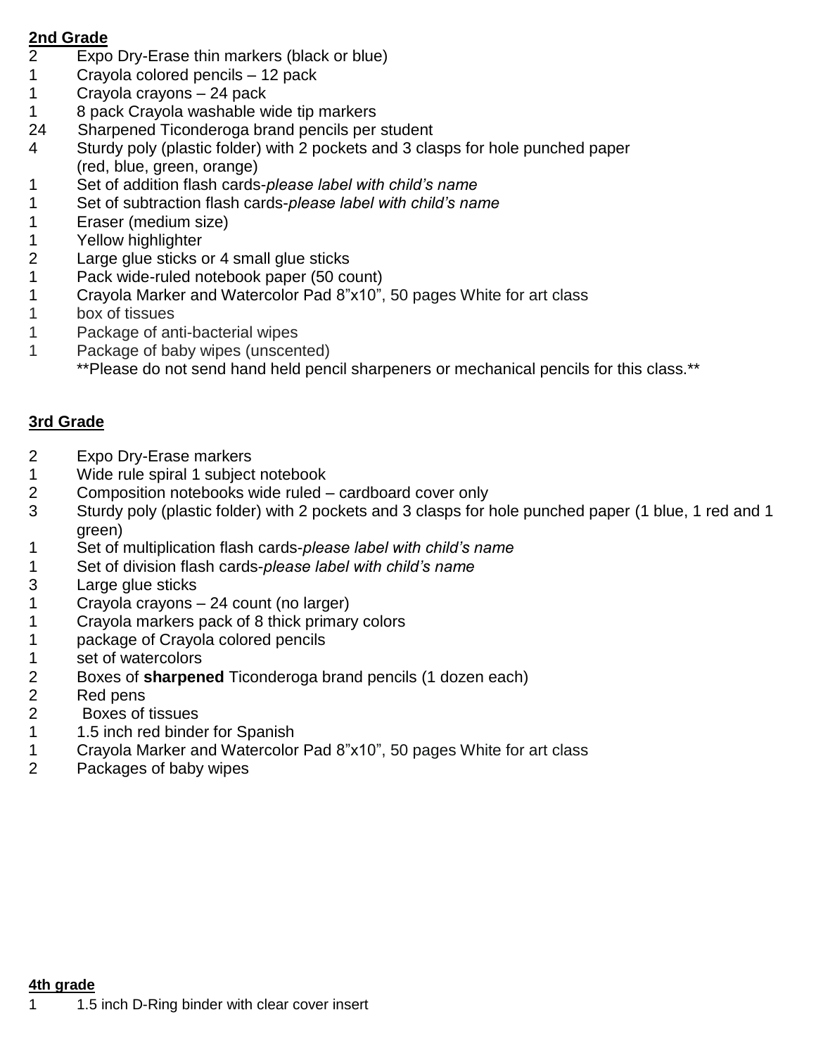**2nd Grade**

- 2 Expo Dry-Erase thin markers (black or blue)
- 1 Crayola colored pencils – 12 pack
- 1 Crayola crayons – 24 pack
- 1 8 pack Crayola washable wide tip markers
- 24 Sharpened Ticonderoga brand pencils per student
- 4 Sturdy poly (plastic folder) with 2 pockets and 3 clasps for hole punched paper (red, blue, green, orange)
- 1 Set of addition flash cards-*please label with child's name*
- 1 Set of subtraction flash cards-*please label with child's name*
- 1 Eraser (medium size)
- 1 Yellow highlighter
- 2 Large glue sticks or 4 small glue sticks
- 1 Pack wide-ruled notebook paper (50 count)
- 1 Crayola Marker and Watercolor Pad 8"x10", 50 pages White for art class
- 1 box of tissues
- 1 Package of anti-bacterial wipes
- 1 Package of baby wipes (unscented)

**Please do not send hand held pencil sharpeners or mechanical pencils for this class.**

**3rd Grade**

- 2 Expo Dry-Erase markers
- 1 Wide rule spiral 1 subject notebook
- 2 Composition notebooks wide ruled – cardboard cover only
- 3 Sturdy poly (plastic folder) with 2 pockets and 3 clasps for hole punched paper (1 blue, 1 red and 1 green)
- 1 Set of multiplication flash cards-*please label with child's name*
- 1 Set of division flash cards-*please label with child's name*
- 3 Large glue sticks
- 1 Crayola crayons – 24 count (no larger)
- 1 Crayola markers pack of 8 thick primary colors
- 1 package of Crayola colored pencils
- 1 set of watercolors
- 2 Boxes of **sharpened** Ticonderoga brand pencils (1 dozen each)
- 2 Red pens
- 2 Boxes of tissues
- 1 1.5 inch red binder for Spanish
- 1 Crayola Marker and Watercolor Pad 8"x10", 50 pages White for art class
- 2 Packages of baby wipes

**4th grade**

- 1 1.5 inch D-Ring binder with clear cover insert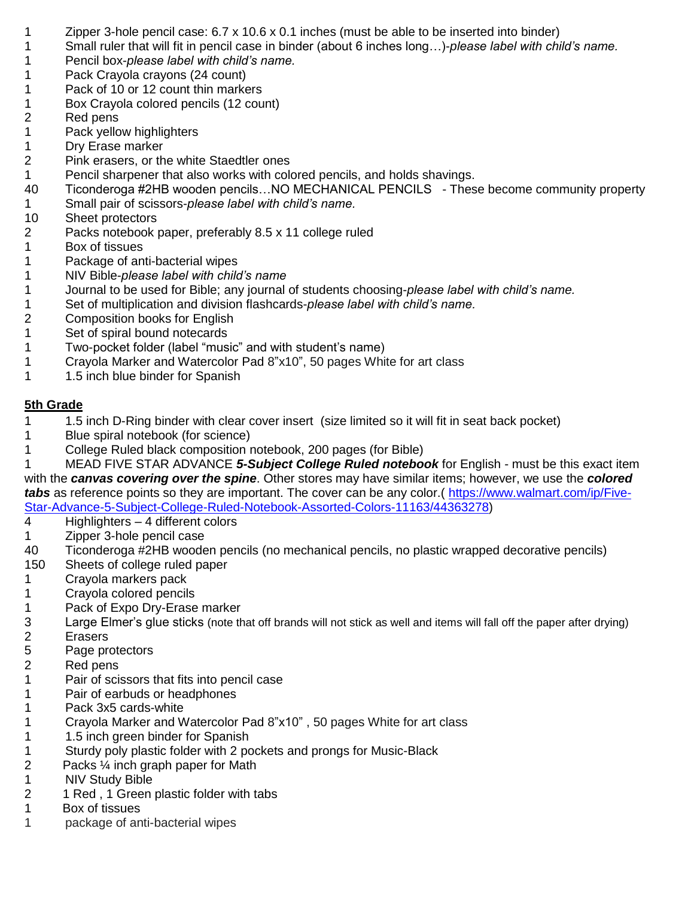1 Zipper 3-hole pencil case: 6.7 x 10.6 x 0.1 inches (must be able to be inserted into binder)
1 Small ruler that will fit in pencil case in binder (about 6 inches long…)-*please label with child's name.*
1 Pencil box-*please label with child's name.*
1 Pack Crayola crayons (24 count)
1 Pack of 10 or 12 count thin markers
1 Box Crayola colored pencils (12 count)
2 Red pens
1 Pack yellow highlighters
1 Dry Erase marker
2 Pink erasers, or the white Staedtler ones
1 Pencil sharpener that also works with colored pencils, and holds shavings.
40 Ticonderoga #2HB wooden pencils…NO MECHANICAL PENCILS - These become community property
1 Small pair of scissors-*please label with child's name.*
10 Sheet protectors
2 Packs notebook paper, preferably 8.5 x 11 college ruled
1 Box of tissues
1 Package of anti-bacterial wipes
1 NIV Bible-*please label with child's name*
1 Journal to be used for Bible; any journal of students choosing-*please label with child's name.*
1 Set of multiplication and division flashcards-*please label with child's name.*
2 Composition books for English
1 Set of spiral bound notecards
1 Two-pocket folder (label "music" and with student's name)
1 Crayola Marker and Watercolor Pad 8"x10", 50 pages White for art class
1 1.5 inch blue binder for Spanish

## 5th Grade

1 1.5 inch D-Ring binder with clear cover insert (size limited so it will fit in seat back pocket)
1 Blue spiral notebook (for science)
1 College Ruled black composition notebook, 200 pages (for Bible)
1 MEAD FIVE STAR ADVANCE ***5-Subject College Ruled notebook*** for English - must be this exact item with the ***canvas covering over the spine***. Other stores may have similar items; however, we use the ***colored tabs*** as reference points so they are important. The cover can be any color.( https://www.walmart.com/ip/Five-Star-Advance-5-Subject-College-Ruled-Notebook-Assorted-Colors-11163/44363278)
4 Highlighters – 4 different colors
1 Zipper 3-hole pencil case
40 Ticonderoga #2HB wooden pencils (no mechanical pencils, no plastic wrapped decorative pencils)
150 Sheets of college ruled paper
1 Crayola markers pack
1 Crayola colored pencils
1 Pack of Expo Dry-Erase marker
3 Large Elmer's glue sticks (note that off brands will not stick as well and items will fall off the paper after drying)
2 Erasers
5 Page protectors
2 Red pens
1 Pair of scissors that fits into pencil case
1 Pair of earbuds or headphones
1 Pack 3x5 cards-white
1 Crayola Marker and Watercolor Pad 8"x10" , 50 pages White for art class
1 1.5 inch green binder for Spanish
1 Sturdy poly plastic folder with 2 pockets and prongs for Music-Black
2 Packs ¼ inch graph paper for Math
1 NIV Study Bible
2 1 Red , 1 Green plastic folder with tabs
1 Box of tissues
1 package of anti-bacterial wipes